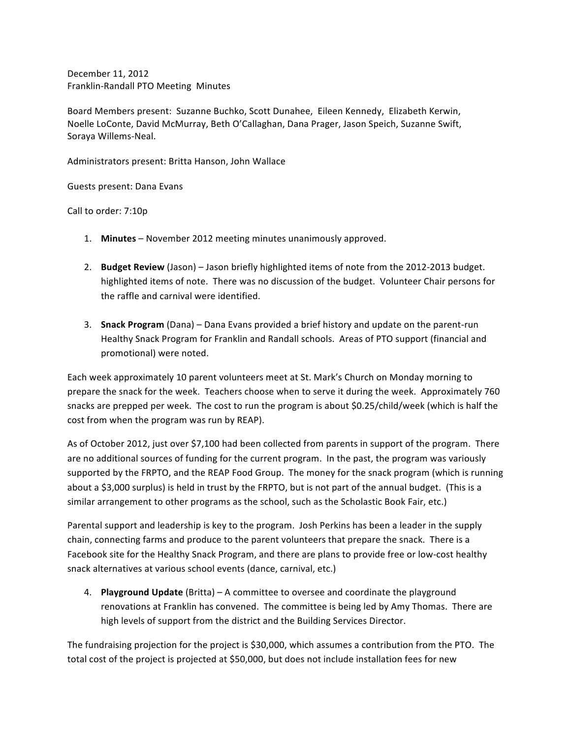December 11, 2012
Franklin-Randall PTO Meeting Minutes

Board Members present: Suzanne Buchko, Scott Dunahee, Eileen Kennedy, Elizabeth Kerwin, Noelle LoConte, David McMurray, Beth O'Callaghan, Dana Prager, Jason Speich, Suzanne Swift, Soraya Willems-Neal.

Administrators present: Britta Hanson, John Wallace

Guests present: Dana Evans

Call to order: 7:10p

1. **Minutes** – November 2012 meeting minutes unanimously approved.

2. **Budget Review** (Jason) – Jason briefly highlighted items of note from the 2012-2013 budget. highlighted items of note. There was no discussion of the budget. Volunteer Chair persons for the raffle and carnival were identified.

3. **Snack Program** (Dana) – Dana Evans provided a brief history and update on the parent-run Healthy Snack Program for Franklin and Randall schools. Areas of PTO support (financial and promotional) were noted.

Each week approximately 10 parent volunteers meet at St. Mark's Church on Monday morning to prepare the snack for the week. Teachers choose when to serve it during the week. Approximately 760 snacks are prepped per week. The cost to run the program is about $0.25/child/week (which is half the cost from when the program was run by REAP).

As of October 2012, just over $7,100 had been collected from parents in support of the program. There are no additional sources of funding for the current program. In the past, the program was variously supported by the FRPTO, and the REAP Food Group. The money for the snack program (which is running about a $3,000 surplus) is held in trust by the FRPTO, but is not part of the annual budget. (This is a similar arrangement to other programs as the school, such as the Scholastic Book Fair, etc.)

Parental support and leadership is key to the program. Josh Perkins has been a leader in the supply chain, connecting farms and produce to the parent volunteers that prepare the snack. There is a Facebook site for the Healthy Snack Program, and there are plans to provide free or low-cost healthy snack alternatives at various school events (dance, carnival, etc.)

4. **Playground Update** (Britta) – A committee to oversee and coordinate the playground renovations at Franklin has convened. The committee is being led by Amy Thomas. There are high levels of support from the district and the Building Services Director.

The fundraising projection for the project is $30,000, which assumes a contribution from the PTO. The total cost of the project is projected at $50,000, but does not include installation fees for new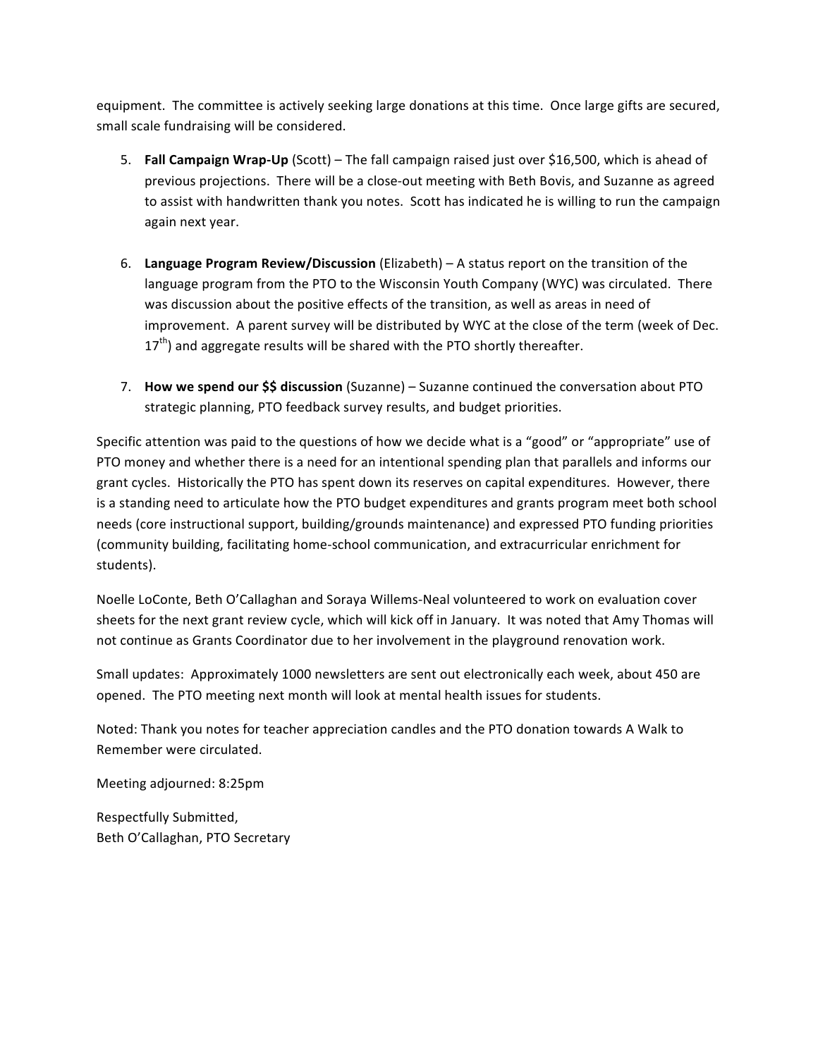equipment. The committee is actively seeking large donations at this time. Once large gifts are secured, small scale fundraising will be considered.

5. **Fall Campaign Wrap-Up** (Scott) – The fall campaign raised just over $16,500, which is ahead of previous projections. There will be a close-out meeting with Beth Bovis, and Suzanne as agreed to assist with handwritten thank you notes. Scott has indicated he is willing to run the campaign again next year.

6. **Language Program Review/Discussion** (Elizabeth) – A status report on the transition of the language program from the PTO to the Wisconsin Youth Company (WYC) was circulated. There was discussion about the positive effects of the transition, as well as areas in need of improvement. A parent survey will be distributed by WYC at the close of the term (week of Dec. 17th) and aggregate results will be shared with the PTO shortly thereafter.

7. **How we spend our $$ discussion** (Suzanne) – Suzanne continued the conversation about PTO strategic planning, PTO feedback survey results, and budget priorities.

Specific attention was paid to the questions of how we decide what is a "good" or "appropriate" use of PTO money and whether there is a need for an intentional spending plan that parallels and informs our grant cycles. Historically the PTO has spent down its reserves on capital expenditures. However, there is a standing need to articulate how the PTO budget expenditures and grants program meet both school needs (core instructional support, building/grounds maintenance) and expressed PTO funding priorities (community building, facilitating home-school communication, and extracurricular enrichment for students).

Noelle LoConte, Beth O'Callaghan and Soraya Willems-Neal volunteered to work on evaluation cover sheets for the next grant review cycle, which will kick off in January. It was noted that Amy Thomas will not continue as Grants Coordinator due to her involvement in the playground renovation work.

Small updates: Approximately 1000 newsletters are sent out electronically each week, about 450 are opened. The PTO meeting next month will look at mental health issues for students.

Noted: Thank you notes for teacher appreciation candles and the PTO donation towards A Walk to Remember were circulated.

Meeting adjourned: 8:25pm

Respectfully Submitted,
Beth O'Callaghan, PTO Secretary